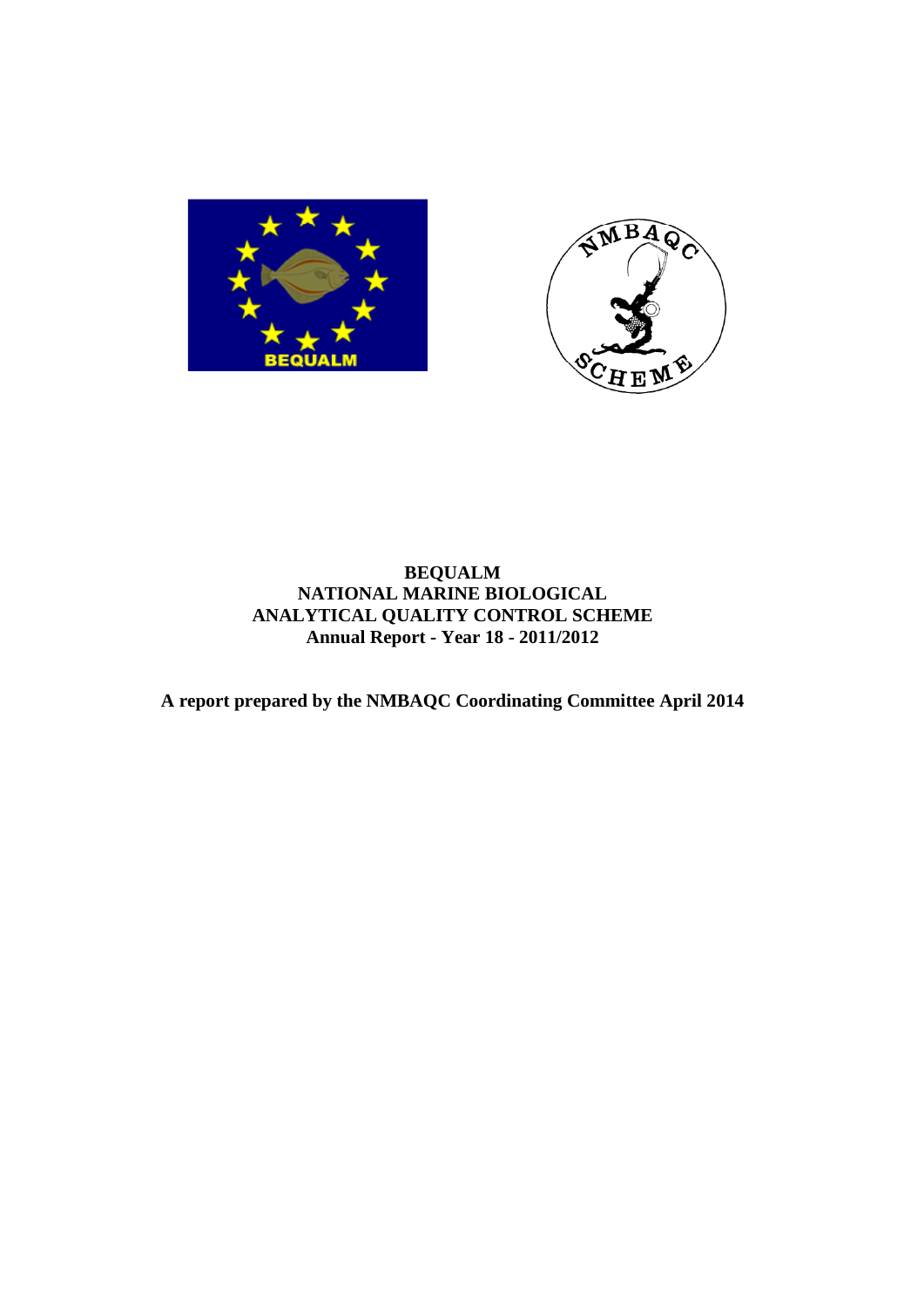# BEQUALM
# NATIONAL MARINE BIOLOGICAL ANALYTICAL QUALITY CONTROL SCHEME
## Annual Report - Year 18 - 2011/2012

**A report prepared by the NMBAQC Coordinating Committee April 2014**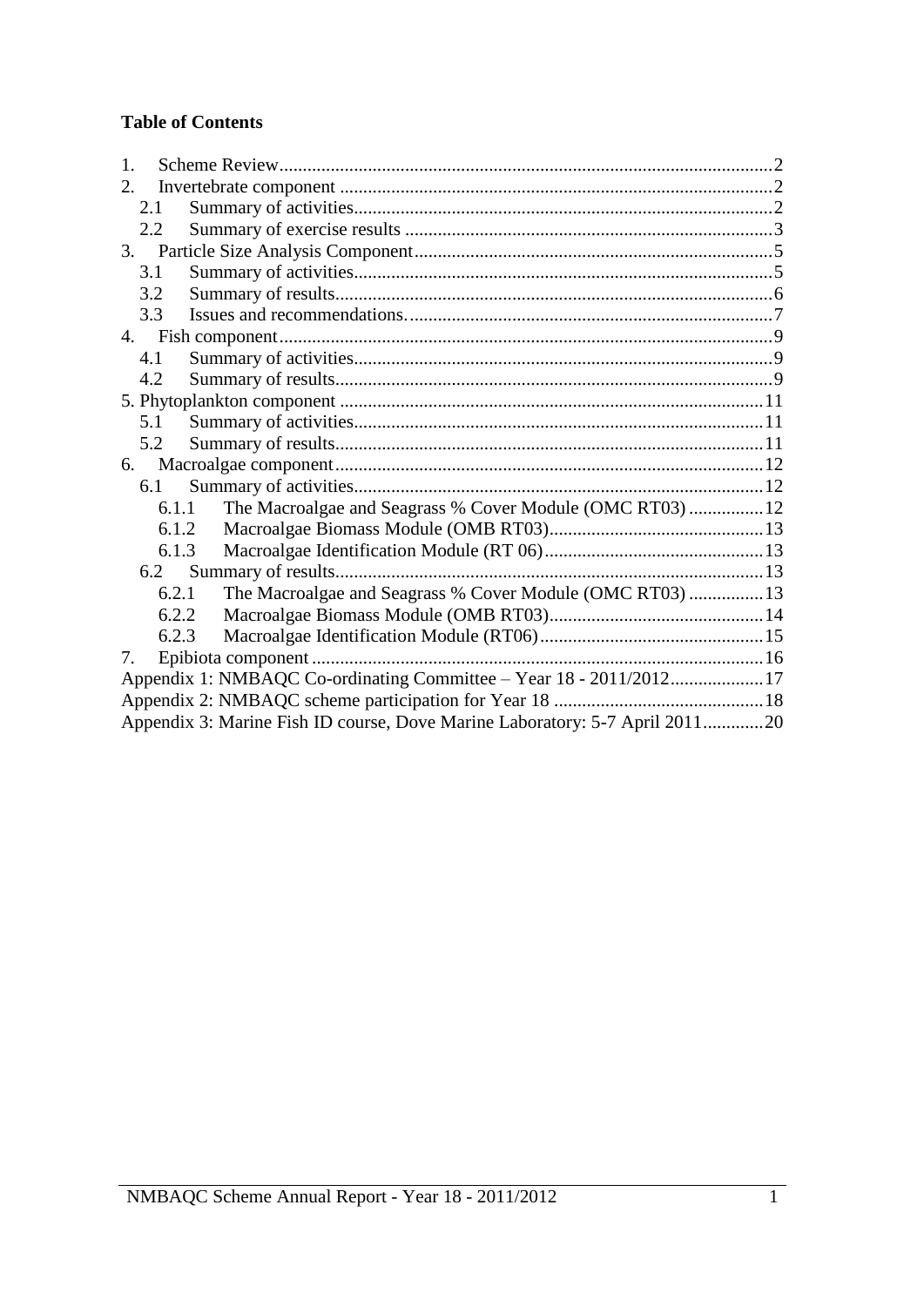**Table of Contents**

1. Scheme Review ........................................................................................................ 2
2. Invertebrate component ........................................................................................... 2
   - 2.1 Summary of activities ........................................................................................ 2
   - 2.2 Summary of exercise results ............................................................................. 3
3. Particle Size Analysis Component ............................................................................ 5
   - 3.1 Summary of activities ........................................................................................ 5
   - 3.2 Summary of results ............................................................................................ 6
   - 3.3 Issues and recommendations. ............................................................................ 7
4. Fish component ........................................................................................................ 9
   - 4.1 Summary of activities ........................................................................................ 9
   - 4.2 Summary of results ............................................................................................ 9
5. Phytoplankton component ....................................................................................... 11
   - 5.1 Summary of activities ...................................................................................... 11
   - 5.2 Summary of results .......................................................................................... 11
6. Macroalgae component ........................................................................................... 12
   - 6.1 Summary of activities ...................................................................................... 12
     - 6.1.1 The Macroalgae and Seagrass % Cover Module (OMC RT03) ................ 12
     - 6.1.2 Macroalgae Biomass Module (OMB RT03) .............................................. 13
     - 6.1.3 Macroalgae Identification Module (RT 06) ............................................... 13
   - 6.2 Summary of results .......................................................................................... 13
     - 6.2.1 The Macroalgae and Seagrass % Cover Module (OMC RT03) ................ 13
     - 6.2.2 Macroalgae Biomass Module (OMB RT03) .............................................. 14
     - 6.2.3 Macroalgae Identification Module (RT06) ................................................ 15
7. Epibiota component ................................................................................................ 16

Appendix 1: NMBAQC Co-ordinating Committee – Year 18 - 2011/2012 .................... 17

Appendix 2: NMBAQC scheme participation for Year 18 ............................................ 18

Appendix 3: Marine Fish ID course, Dove Marine Laboratory: 5-7 April 2011 ............ 20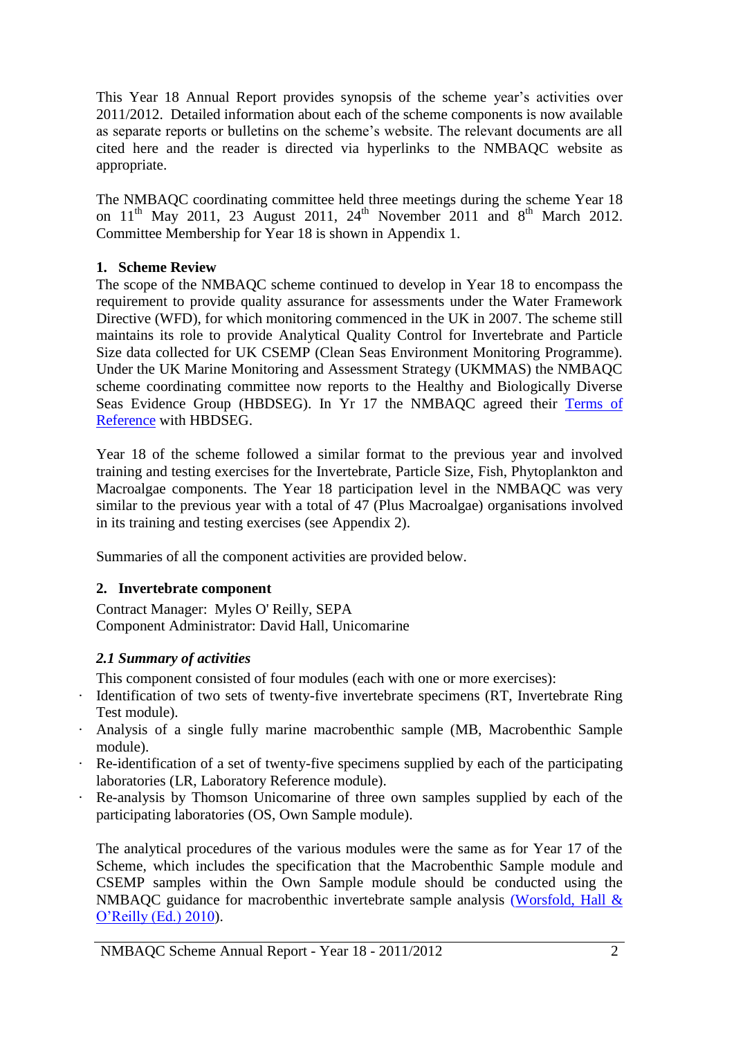This Year 18 Annual Report provides synopsis of the scheme year's activities over 2011/2012. Detailed information about each of the scheme components is now available as separate reports or bulletins on the scheme's website. The relevant documents are all cited here and the reader is directed via hyperlinks to the NMBAQC website as appropriate.

The NMBAQC coordinating committee held three meetings during the scheme Year 18 on 11th May 2011, 23 August 2011, 24th November 2011 and 8th March 2012. Committee Membership for Year 18 is shown in Appendix 1.

## 1. Scheme Review

The scope of the NMBAQC scheme continued to develop in Year 18 to encompass the requirement to provide quality assurance for assessments under the Water Framework Directive (WFD), for which monitoring commenced in the UK in 2007. The scheme still maintains its role to provide Analytical Quality Control for Invertebrate and Particle Size data collected for UK CSEMP (Clean Seas Environment Monitoring Programme). Under the UK Marine Monitoring and Assessment Strategy (UKMMAS) the NMBAQC scheme coordinating committee now reports to the Healthy and Biologically Diverse Seas Evidence Group (HBDSEG). In Yr 17 the NMBAQC agreed their Terms of Reference with HBDSEG.

Year 18 of the scheme followed a similar format to the previous year and involved training and testing exercises for the Invertebrate, Particle Size, Fish, Phytoplankton and Macroalgae components. The Year 18 participation level in the NMBAQC was very similar to the previous year with a total of 47 (Plus Macroalgae) organisations involved in its training and testing exercises (see Appendix 2).

Summaries of all the component activities are provided below.

## 2. Invertebrate component

Contract Manager: Myles O' Reilly, SEPA
Component Administrator: David Hall, Unicomarine

### *2.1 Summary of activities*

This component consisted of four modules (each with one or more exercises):

- Identification of two sets of twenty-five invertebrate specimens (RT, Invertebrate Ring Test module).
- Analysis of a single fully marine macrobenthic sample (MB, Macrobenthic Sample module).
- Re-identification of a set of twenty-five specimens supplied by each of the participating laboratories (LR, Laboratory Reference module).
- Re-analysis by Thomson Unicomarine of three own samples supplied by each of the participating laboratories (OS, Own Sample module).

The analytical procedures of the various modules were the same as for Year 17 of the Scheme, which includes the specification that the Macrobenthic Sample module and CSEMP samples within the Own Sample module should be conducted using the NMBAQC guidance for macrobenthic invertebrate sample analysis (Worsfold, Hall & O'Reilly (Ed.) 2010).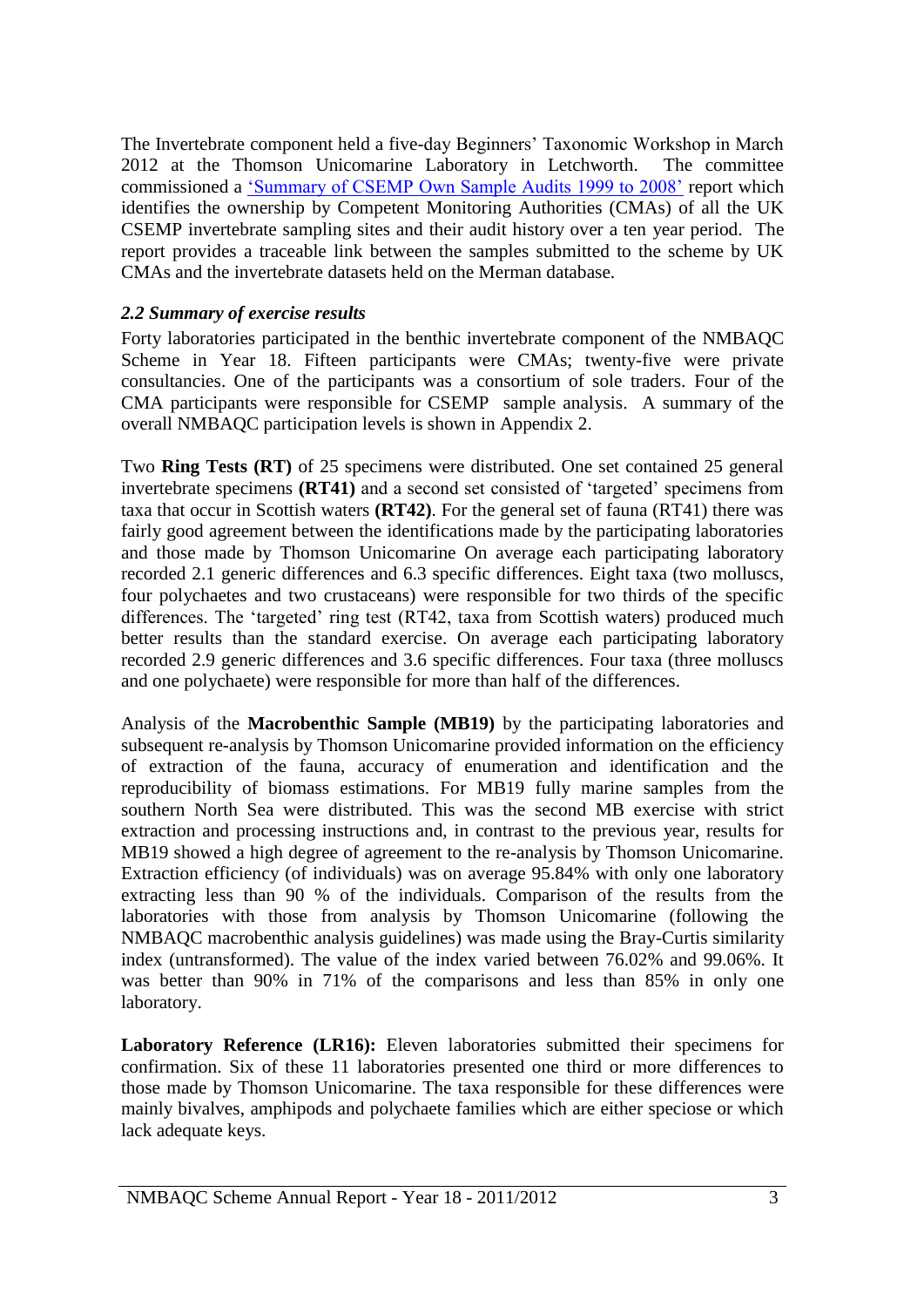The Invertebrate component held a five-day Beginners' Taxonomic Workshop in March 2012 at the Thomson Unicomarine Laboratory in Letchworth. The committee commissioned a 'Summary of CSEMP Own Sample Audits 1999 to 2008' report which identifies the ownership by Competent Monitoring Authorities (CMAs) of all the UK CSEMP invertebrate sampling sites and their audit history over a ten year period. The report provides a traceable link between the samples submitted to the scheme by UK CMAs and the invertebrate datasets held on the Merman database.

### *2.2 Summary of exercise results*

Forty laboratories participated in the benthic invertebrate component of the NMBAQC Scheme in Year 18. Fifteen participants were CMAs; twenty-five were private consultancies. One of the participants was a consortium of sole traders. Four of the CMA participants were responsible for CSEMP sample analysis. A summary of the overall NMBAQC participation levels is shown in Appendix 2.

Two **Ring Tests (RT)** of 25 specimens were distributed. One set contained 25 general invertebrate specimens **(RT41)** and a second set consisted of 'targeted' specimens from taxa that occur in Scottish waters **(RT42)**. For the general set of fauna (RT41) there was fairly good agreement between the identifications made by the participating laboratories and those made by Thomson Unicomarine On average each participating laboratory recorded 2.1 generic differences and 6.3 specific differences. Eight taxa (two molluscs, four polychaetes and two crustaceans) were responsible for two thirds of the specific differences. The 'targeted' ring test (RT42, taxa from Scottish waters) produced much better results than the standard exercise. On average each participating laboratory recorded 2.9 generic differences and 3.6 specific differences. Four taxa (three molluscs and one polychaete) were responsible for more than half of the differences.

Analysis of the **Macrobenthic Sample (MB19)** by the participating laboratories and subsequent re-analysis by Thomson Unicomarine provided information on the efficiency of extraction of the fauna, accuracy of enumeration and identification and the reproducibility of biomass estimations. For MB19 fully marine samples from the southern North Sea were distributed. This was the second MB exercise with strict extraction and processing instructions and, in contrast to the previous year, results for MB19 showed a high degree of agreement to the re-analysis by Thomson Unicomarine. Extraction efficiency (of individuals) was on average 95.84% with only one laboratory extracting less than 90 % of the individuals. Comparison of the results from the laboratories with those from analysis by Thomson Unicomarine (following the NMBAQC macrobenthic analysis guidelines) was made using the Bray-Curtis similarity index (untransformed). The value of the index varied between 76.02% and 99.06%. It was better than 90% in 71% of the comparisons and less than 85% in only one laboratory.

**Laboratory Reference (LR16):** Eleven laboratories submitted their specimens for confirmation. Six of these 11 laboratories presented one third or more differences to those made by Thomson Unicomarine. The taxa responsible for these differences were mainly bivalves, amphipods and polychaete families which are either speciose or which lack adequate keys.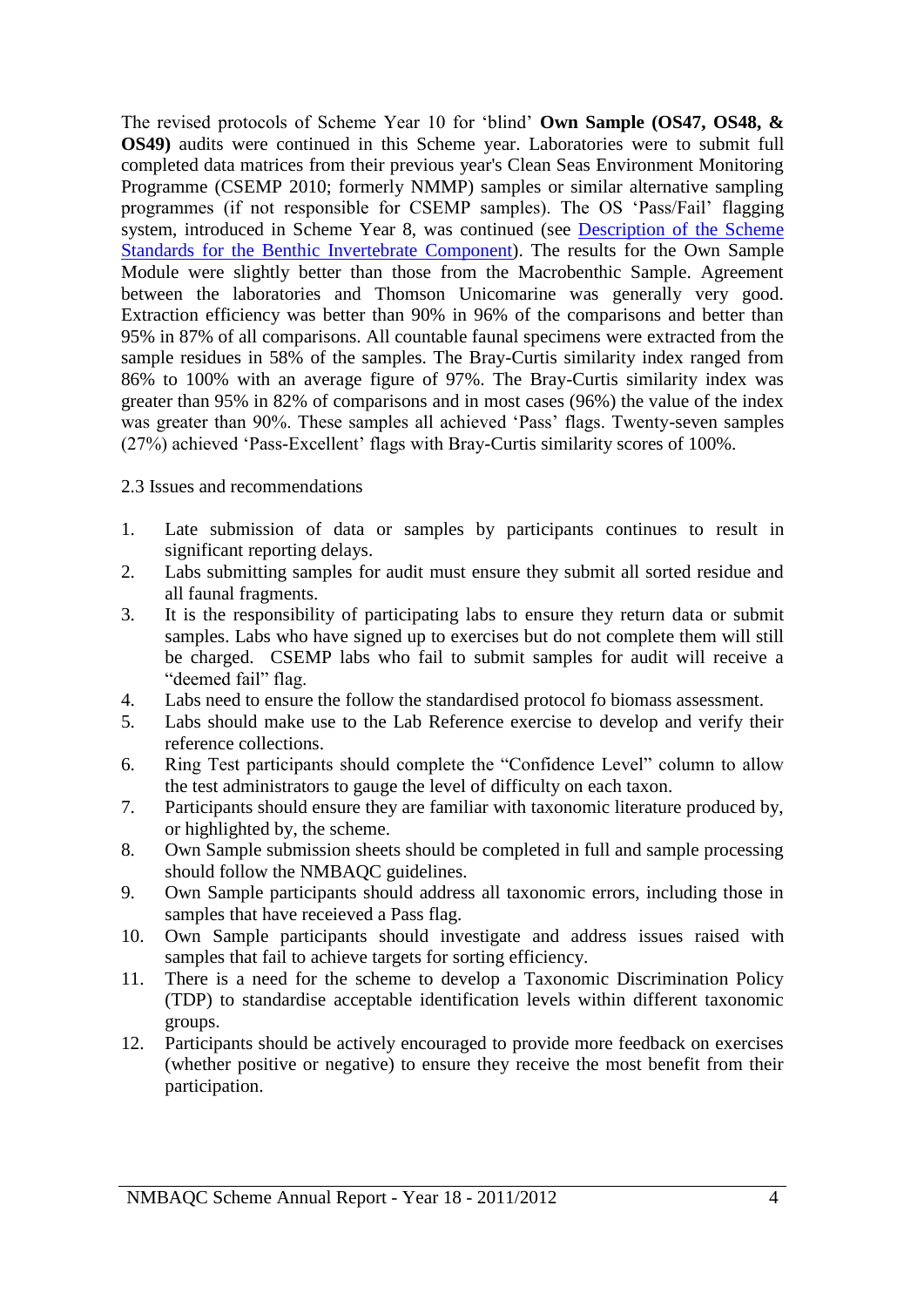The revised protocols of Scheme Year 10 for 'blind' **Own Sample (OS47, OS48, & OS49)** audits were continued in this Scheme year. Laboratories were to submit full completed data matrices from their previous year's Clean Seas Environment Monitoring Programme (CSEMP 2010; formerly NMMP) samples or similar alternative sampling programmes (if not responsible for CSEMP samples). The OS 'Pass/Fail' flagging system, introduced in Scheme Year 8, was continued (see [Description of the Scheme Standards for the Benthic Invertebrate Component]). The results for the Own Sample Module were slightly better than those from the Macrobenthic Sample. Agreement between the laboratories and Thomson Unicomarine was generally very good. Extraction efficiency was better than 90% in 96% of the comparisons and better than 95% in 87% of all comparisons. All countable faunal specimens were extracted from the sample residues in 58% of the samples. The Bray-Curtis similarity index ranged from 86% to 100% with an average figure of 97%. The Bray-Curtis similarity index was greater than 95% in 82% of comparisons and in most cases (96%) the value of the index was greater than 90%. These samples all achieved 'Pass' flags. Twenty-seven samples (27%) achieved 'Pass-Excellent' flags with Bray-Curtis similarity scores of 100%.

2.3 Issues and recommendations

1. Late submission of data or samples by participants continues to result in significant reporting delays.
2. Labs submitting samples for audit must ensure they submit all sorted residue and all faunal fragments.
3. It is the responsibility of participating labs to ensure they return data or submit samples. Labs who have signed up to exercises but do not complete them will still be charged. CSEMP labs who fail to submit samples for audit will receive a "deemed fail" flag.
4. Labs need to ensure the follow the standardised protocol fo biomass assessment.
5. Labs should make use to the Lab Reference exercise to develop and verify their reference collections.
6. Ring Test participants should complete the "Confidence Level" column to allow the test administrators to gauge the level of difficulty on each taxon.
7. Participants should ensure they are familiar with taxonomic literature produced by, or highlighted by, the scheme.
8. Own Sample submission sheets should be completed in full and sample processing should follow the NMBAQC guidelines.
9. Own Sample participants should address all taxonomic errors, including those in samples that have receieved a Pass flag.
10. Own Sample participants should investigate and address issues raised with samples that fail to achieve targets for sorting efficiency.
11. There is a need for the scheme to develop a Taxonomic Discrimination Policy (TDP) to standardise acceptable identification levels within different taxonomic groups.
12. Participants should be actively encouraged to provide more feedback on exercises (whether positive or negative) to ensure they receive the most benefit from their participation.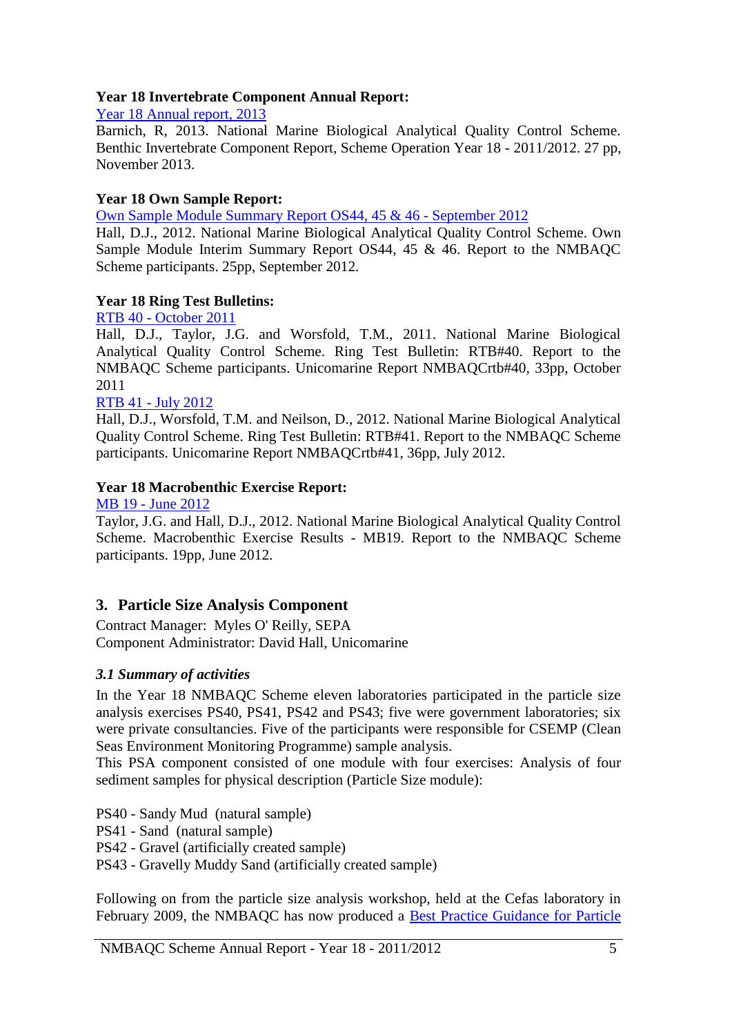**Year 18 Invertebrate Component Annual Report:**

Year 18 Annual report, 2013

Barnich, R, 2013. National Marine Biological Analytical Quality Control Scheme. Benthic Invertebrate Component Report, Scheme Operation Year 18 - 2011/2012. 27 pp, November 2013.

**Year 18 Own Sample Report:**

Own Sample Module Summary Report OS44, 45 & 46 - September 2012

Hall, D.J., 2012. National Marine Biological Analytical Quality Control Scheme. Own Sample Module Interim Summary Report OS44, 45 & 46. Report to the NMBAQC Scheme participants. 25pp, September 2012.

**Year 18 Ring Test Bulletins:**

RTB 40 - October 2011

Hall, D.J., Taylor, J.G. and Worsfold, T.M., 2011. National Marine Biological Analytical Quality Control Scheme. Ring Test Bulletin: RTB#40. Report to the NMBAQC Scheme participants. Unicomarine Report NMBAQCrtb#40, 33pp, October 2011

RTB 41 - July 2012

Hall, D.J., Worsfold, T.M. and Neilson, D., 2012. National Marine Biological Analytical Quality Control Scheme. Ring Test Bulletin: RTB#41. Report to the NMBAQC Scheme participants. Unicomarine Report NMBAQCrtb#41, 36pp, July 2012.

**Year 18 Macrobenthic Exercise Report:**

MB 19 - June 2012

Taylor, J.G. and Hall, D.J., 2012. National Marine Biological Analytical Quality Control Scheme. Macrobenthic Exercise Results - MB19. Report to the NMBAQC Scheme participants. 19pp, June 2012.

## 3. Particle Size Analysis Component

Contract Manager: Myles O' Reilly, SEPA
Component Administrator: David Hall, Unicomarine

### *3.1 Summary of activities*

In the Year 18 NMBAQC Scheme eleven laboratories participated in the particle size analysis exercises PS40, PS41, PS42 and PS43; five were government laboratories; six were private consultancies. Five of the participants were responsible for CSEMP (Clean Seas Environment Monitoring Programme) sample analysis.

This PSA component consisted of one module with four exercises: Analysis of four sediment samples for physical description (Particle Size module):

PS40 - Sandy Mud (natural sample)
PS41 - Sand (natural sample)
PS42 - Gravel (artificially created sample)
PS43 - Gravelly Muddy Sand (artificially created sample)

Following on from the particle size analysis workshop, held at the Cefas laboratory in February 2009, the NMBAQC has now produced a Best Practice Guidance for Particle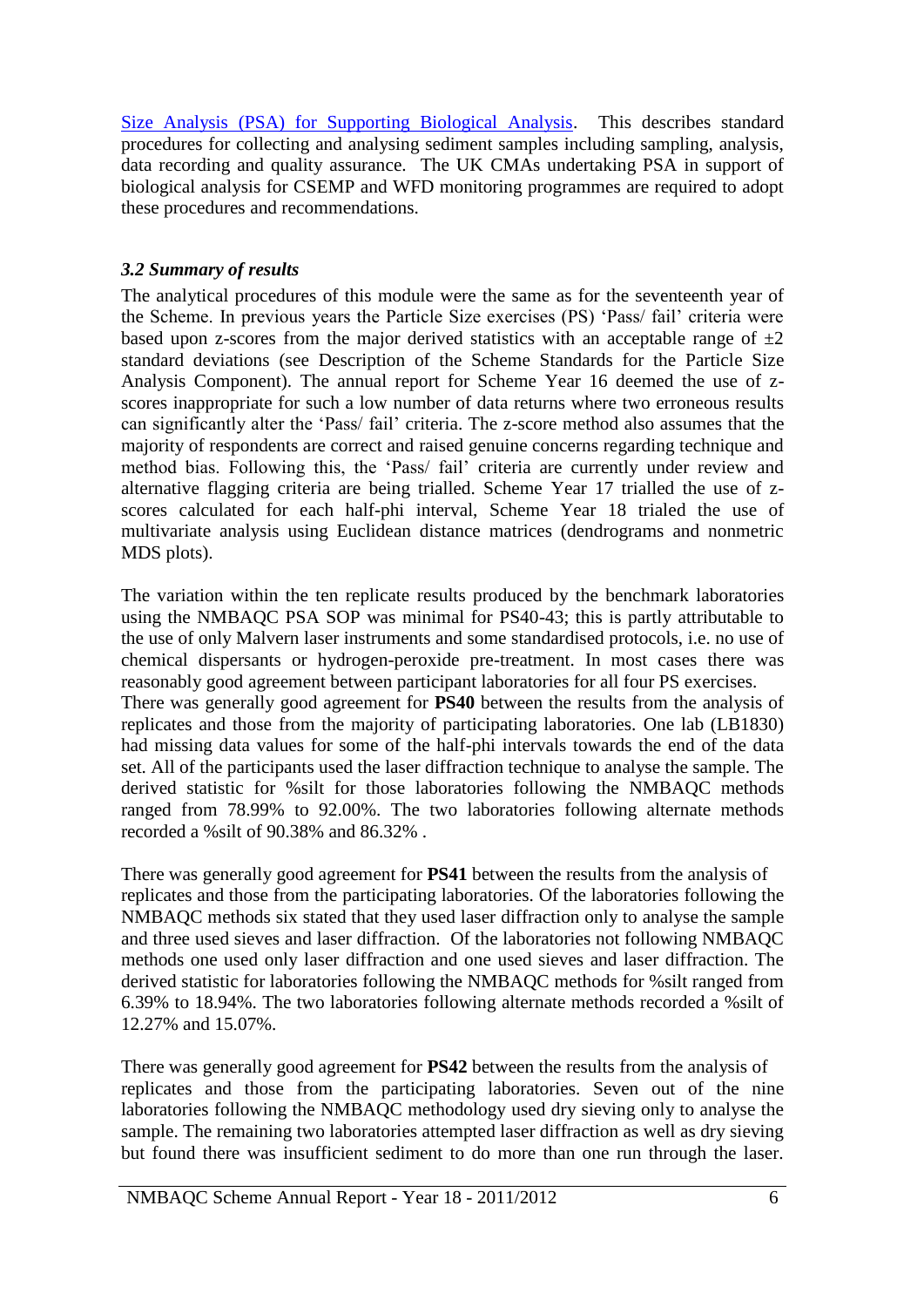Size Analysis (PSA) for Supporting Biological Analysis. This describes standard procedures for collecting and analysing sediment samples including sampling, analysis, data recording and quality assurance. The UK CMAs undertaking PSA in support of biological analysis for CSEMP and WFD monitoring programmes are required to adopt these procedures and recommendations.

### *3.2 Summary of results*

The analytical procedures of this module were the same as for the seventeenth year of the Scheme. In previous years the Particle Size exercises (PS) 'Pass/ fail' criteria were based upon z-scores from the major derived statistics with an acceptable range of ±2 standard deviations (see Description of the Scheme Standards for the Particle Size Analysis Component). The annual report for Scheme Year 16 deemed the use of z-scores inappropriate for such a low number of data returns where two erroneous results can significantly alter the 'Pass/ fail' criteria. The z-score method also assumes that the majority of respondents are correct and raised genuine concerns regarding technique and method bias. Following this, the 'Pass/ fail' criteria are currently under review and alternative flagging criteria are being trialled. Scheme Year 17 trialled the use of z-scores calculated for each half-phi interval, Scheme Year 18 trialed the use of multivariate analysis using Euclidean distance matrices (dendrograms and nonmetric MDS plots).

The variation within the ten replicate results produced by the benchmark laboratories using the NMBAQC PSA SOP was minimal for PS40-43; this is partly attributable to the use of only Malvern laser instruments and some standardised protocols, i.e. no use of chemical dispersants or hydrogen-peroxide pre-treatment. In most cases there was reasonably good agreement between participant laboratories for all four PS exercises.

There was generally good agreement for **PS40** between the results from the analysis of replicates and those from the majority of participating laboratories. One lab (LB1830) had missing data values for some of the half-phi intervals towards the end of the data set. All of the participants used the laser diffraction technique to analyse the sample. The derived statistic for %silt for those laboratories following the NMBAQC methods ranged from 78.99% to 92.00%. The two laboratories following alternate methods recorded a %silt of 90.38% and 86.32% .

There was generally good agreement for **PS41** between the results from the analysis of replicates and those from the participating laboratories. Of the laboratories following the NMBAQC methods six stated that they used laser diffraction only to analyse the sample and three used sieves and laser diffraction. Of the laboratories not following NMBAQC methods one used only laser diffraction and one used sieves and laser diffraction. The derived statistic for laboratories following the NMBAQC methods for %silt ranged from 6.39% to 18.94%. The two laboratories following alternate methods recorded a %silt of 12.27% and 15.07%.

There was generally good agreement for **PS42** between the results from the analysis of replicates and those from the participating laboratories. Seven out of the nine laboratories following the NMBAQC methodology used dry sieving only to analyse the sample. The remaining two laboratories attempted laser diffraction as well as dry sieving but found there was insufficient sediment to do more than one run through the laser.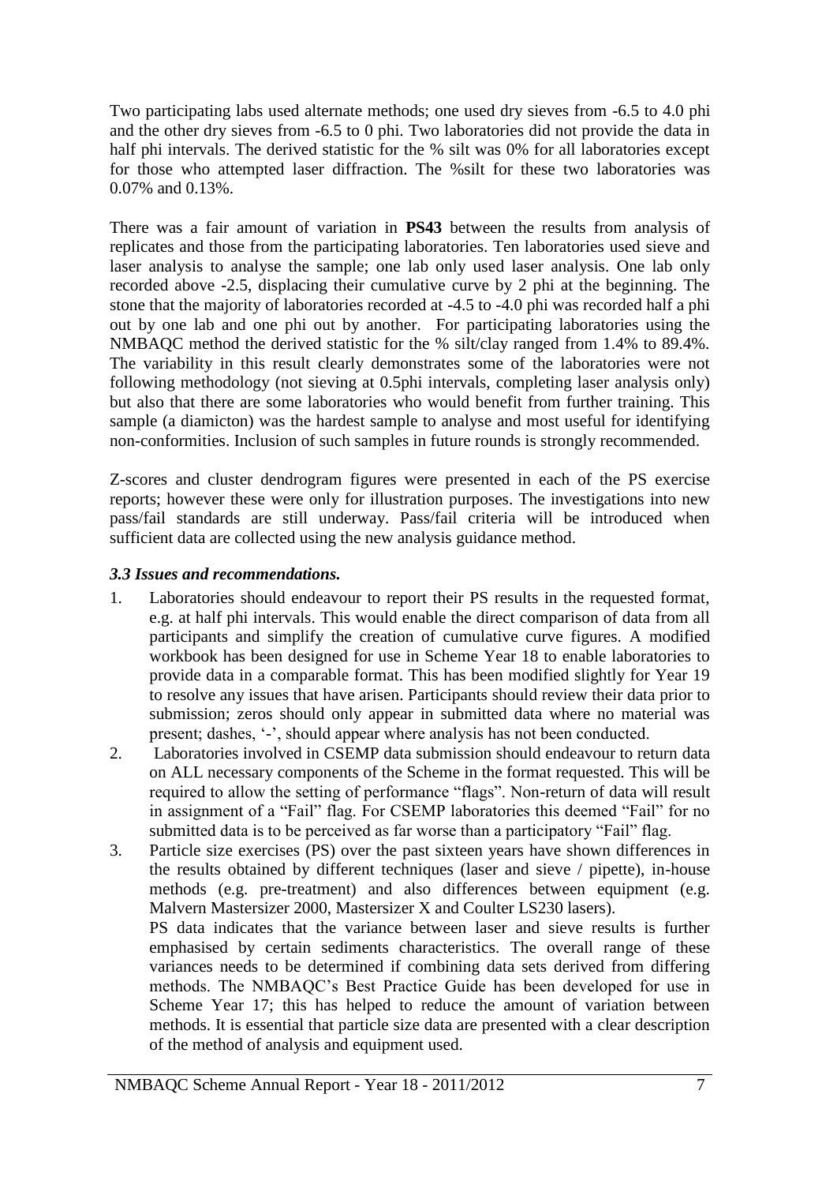Two participating labs used alternate methods; one used dry sieves from -6.5 to 4.0 phi and the other dry sieves from -6.5 to 0 phi. Two laboratories did not provide the data in half phi intervals. The derived statistic for the % silt was 0% for all laboratories except for those who attempted laser diffraction. The %silt for these two laboratories was 0.07% and 0.13%.

There was a fair amount of variation in **PS43** between the results from analysis of replicates and those from the participating laboratories. Ten laboratories used sieve and laser analysis to analyse the sample; one lab only used laser analysis. One lab only recorded above -2.5, displacing their cumulative curve by 2 phi at the beginning. The stone that the majority of laboratories recorded at -4.5 to -4.0 phi was recorded half a phi out by one lab and one phi out by another. For participating laboratories using the NMBAQC method the derived statistic for the % silt/clay ranged from 1.4% to 89.4%. The variability in this result clearly demonstrates some of the laboratories were not following methodology (not sieving at 0.5phi intervals, completing laser analysis only) but also that there are some laboratories who would benefit from further training. This sample (a diamicton) was the hardest sample to analyse and most useful for identifying non-conformities. Inclusion of such samples in future rounds is strongly recommended.

Z-scores and cluster dendrogram figures were presented in each of the PS exercise reports; however these were only for illustration purposes. The investigations into new pass/fail standards are still underway. Pass/fail criteria will be introduced when sufficient data are collected using the new analysis guidance method.

### *3.3 Issues and recommendations.*

1. Laboratories should endeavour to report their PS results in the requested format, e.g. at half phi intervals. This would enable the direct comparison of data from all participants and simplify the creation of cumulative curve figures. A modified workbook has been designed for use in Scheme Year 18 to enable laboratories to provide data in a comparable format. This has been modified slightly for Year 19 to resolve any issues that have arisen. Participants should review their data prior to submission; zeros should only appear in submitted data where no material was present; dashes, '-', should appear where analysis has not been conducted.
2. Laboratories involved in CSEMP data submission should endeavour to return data on ALL necessary components of the Scheme in the format requested. This will be required to allow the setting of performance "flags". Non-return of data will result in assignment of a "Fail" flag. For CSEMP laboratories this deemed "Fail" for no submitted data is to be perceived as far worse than a participatory "Fail" flag.
3. Particle size exercises (PS) over the past sixteen years have shown differences in the results obtained by different techniques (laser and sieve / pipette), in-house methods (e.g. pre-treatment) and also differences between equipment (e.g. Malvern Mastersizer 2000, Mastersizer X and Coulter LS230 lasers).
   PS data indicates that the variance between laser and sieve results is further emphasised by certain sediments characteristics. The overall range of these variances needs to be determined if combining data sets derived from differing methods. The NMBAQC's Best Practice Guide has been developed for use in Scheme Year 17; this has helped to reduce the amount of variation between methods. It is essential that particle size data are presented with a clear description of the method of analysis and equipment used.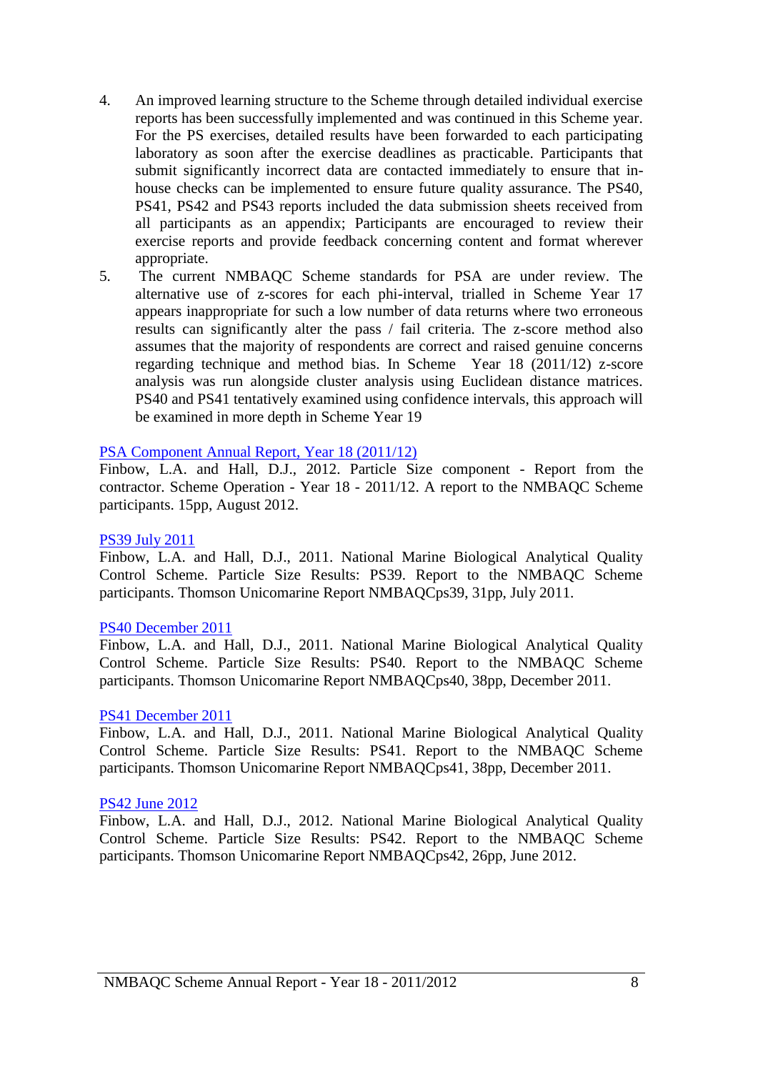4. An improved learning structure to the Scheme through detailed individual exercise reports has been successfully implemented and was continued in this Scheme year. For the PS exercises, detailed results have been forwarded to each participating laboratory as soon after the exercise deadlines as practicable. Participants that submit significantly incorrect data are contacted immediately to ensure that in-house checks can be implemented to ensure future quality assurance. The PS40, PS41, PS42 and PS43 reports included the data submission sheets received from all participants as an appendix; Participants are encouraged to review their exercise reports and provide feedback concerning content and format wherever appropriate.
5. The current NMBAQC Scheme standards for PSA are under review. The alternative use of z-scores for each phi-interval, trialled in Scheme Year 17 appears inappropriate for such a low number of data returns where two erroneous results can significantly alter the pass / fail criteria. The z-score method also assumes that the majority of respondents are correct and raised genuine concerns regarding technique and method bias. In Scheme Year 18 (2011/12) z-score analysis was run alongside cluster analysis using Euclidean distance matrices. PS40 and PS41 tentatively examined using confidence intervals, this approach will be examined in more depth in Scheme Year 19

PSA Component Annual Report, Year 18 (2011/12)
Finbow, L.A. and Hall, D.J., 2012. Particle Size component - Report from the contractor. Scheme Operation - Year 18 - 2011/12. A report to the NMBAQC Scheme participants. 15pp, August 2012.

PS39 July 2011
Finbow, L.A. and Hall, D.J., 2011. National Marine Biological Analytical Quality Control Scheme. Particle Size Results: PS39. Report to the NMBAQC Scheme participants. Thomson Unicomarine Report NMBAQCps39, 31pp, July 2011.

PS40 December 2011
Finbow, L.A. and Hall, D.J., 2011. National Marine Biological Analytical Quality Control Scheme. Particle Size Results: PS40. Report to the NMBAQC Scheme participants. Thomson Unicomarine Report NMBAQCps40, 38pp, December 2011.

PS41 December 2011
Finbow, L.A. and Hall, D.J., 2011. National Marine Biological Analytical Quality Control Scheme. Particle Size Results: PS41. Report to the NMBAQC Scheme participants. Thomson Unicomarine Report NMBAQCps41, 38pp, December 2011.

PS42 June 2012
Finbow, L.A. and Hall, D.J., 2012. National Marine Biological Analytical Quality Control Scheme. Particle Size Results: PS42. Report to the NMBAQC Scheme participants. Thomson Unicomarine Report NMBAQCps42, 26pp, June 2012.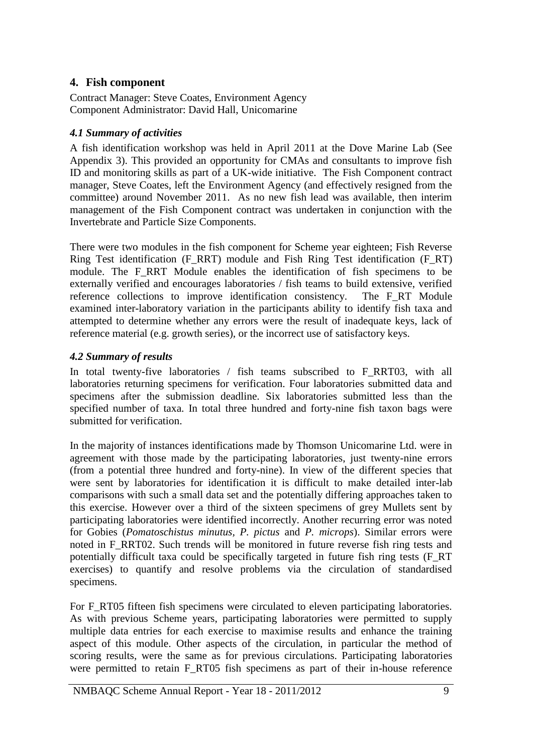## 4. Fish component

Contract Manager: Steve Coates, Environment Agency
Component Administrator: David Hall, Unicomarine

### *4.1 Summary of activities*

A fish identification workshop was held in April 2011 at the Dove Marine Lab (See Appendix 3). This provided an opportunity for CMAs and consultants to improve fish ID and monitoring skills as part of a UK-wide initiative. The Fish Component contract manager, Steve Coates, left the Environment Agency (and effectively resigned from the committee) around November 2011. As no new fish lead was available, then interim management of the Fish Component contract was undertaken in conjunction with the Invertebrate and Particle Size Components.

There were two modules in the fish component for Scheme year eighteen; Fish Reverse Ring Test identification (F_RRT) module and Fish Ring Test identification (F_RT) module. The F_RRT Module enables the identification of fish specimens to be externally verified and encourages laboratories / fish teams to build extensive, verified reference collections to improve identification consistency. The F_RT Module examined inter-laboratory variation in the participants ability to identify fish taxa and attempted to determine whether any errors were the result of inadequate keys, lack of reference material (e.g. growth series), or the incorrect use of satisfactory keys.

### *4.2 Summary of results*

In total twenty-five laboratories / fish teams subscribed to F_RRT03, with all laboratories returning specimens for verification. Four laboratories submitted data and specimens after the submission deadline. Six laboratories submitted less than the specified number of taxa. In total three hundred and forty-nine fish taxon bags were submitted for verification.

In the majority of instances identifications made by Thomson Unicomarine Ltd. were in agreement with those made by the participating laboratories, just twenty-nine errors (from a potential three hundred and forty-nine). In view of the different species that were sent by laboratories for identification it is difficult to make detailed inter-lab comparisons with such a small data set and the potentially differing approaches taken to this exercise. However over a third of the sixteen specimens of grey Mullets sent by participating laboratories were identified incorrectly. Another recurring error was noted for Gobies (*Pomatoschistus minutus*, *P. pictus* and *P. microps*). Similar errors were noted in F_RRT02. Such trends will be monitored in future reverse fish ring tests and potentially difficult taxa could be specifically targeted in future fish ring tests (F_RT exercises) to quantify and resolve problems via the circulation of standardised specimens.

For F_RT05 fifteen fish specimens were circulated to eleven participating laboratories. As with previous Scheme years, participating laboratories were permitted to supply multiple data entries for each exercise to maximise results and enhance the training aspect of this module. Other aspects of the circulation, in particular the method of scoring results, were the same as for previous circulations. Participating laboratories were permitted to retain F_RT05 fish specimens as part of their in-house reference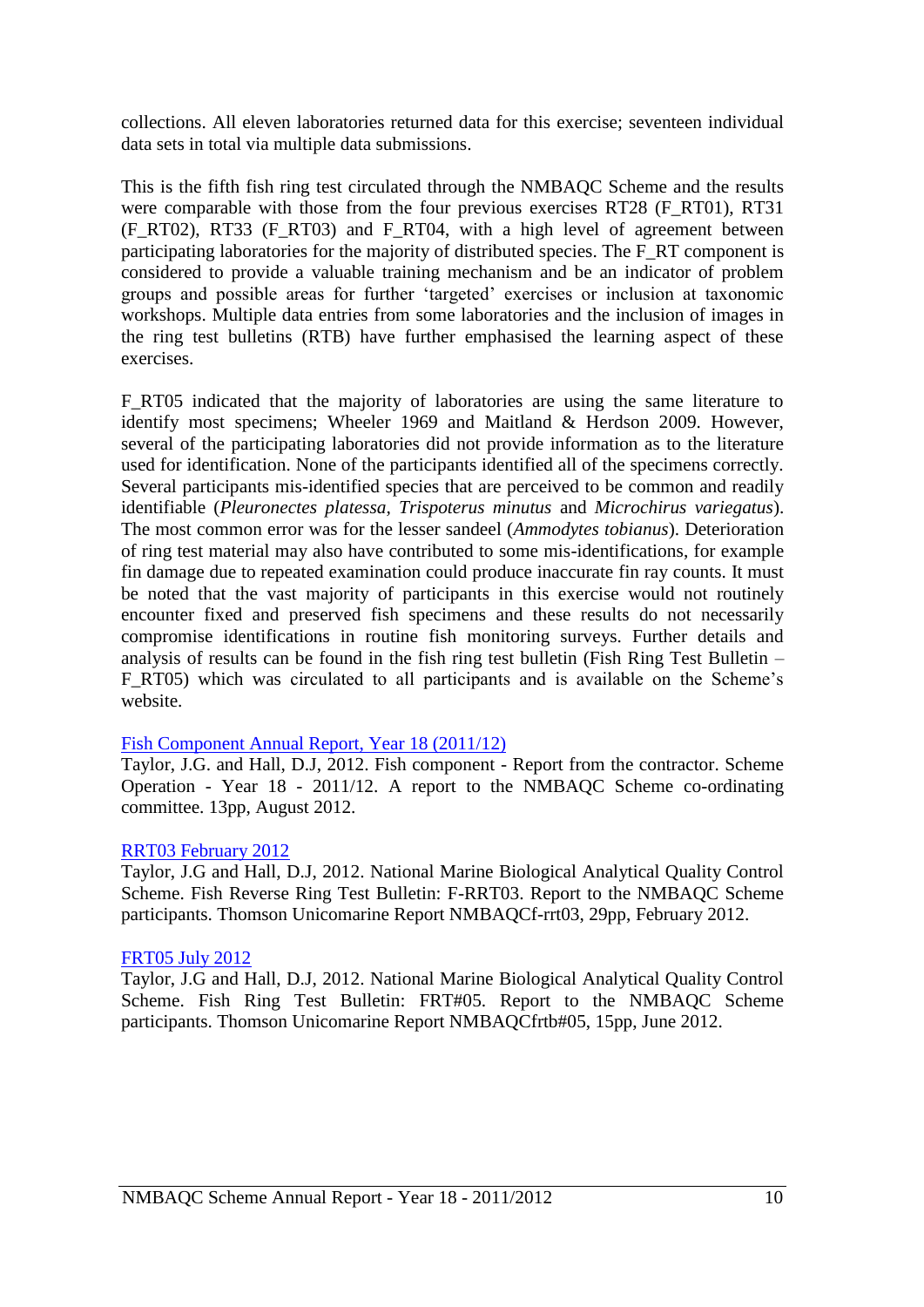collections. All eleven laboratories returned data for this exercise; seventeen individual data sets in total via multiple data submissions.

This is the fifth fish ring test circulated through the NMBAQC Scheme and the results were comparable with those from the four previous exercises RT28 (F_RT01), RT31 (F_RT02), RT33 (F_RT03) and F_RT04, with a high level of agreement between participating laboratories for the majority of distributed species. The F_RT component is considered to provide a valuable training mechanism and be an indicator of problem groups and possible areas for further 'targeted' exercises or inclusion at taxonomic workshops. Multiple data entries from some laboratories and the inclusion of images in the ring test bulletins (RTB) have further emphasised the learning aspect of these exercises.

F_RT05 indicated that the majority of laboratories are using the same literature to identify most specimens; Wheeler 1969 and Maitland & Herdson 2009. However, several of the participating laboratories did not provide information as to the literature used for identification. None of the participants identified all of the specimens correctly. Several participants mis-identified species that are perceived to be common and readily identifiable (*Pleuronectes platessa*, *Trispoterus minutus* and *Microchirus variegatus*). The most common error was for the lesser sandeel (*Ammodytes tobianus*). Deterioration of ring test material may also have contributed to some mis-identifications, for example fin damage due to repeated examination could produce inaccurate fin ray counts. It must be noted that the vast majority of participants in this exercise would not routinely encounter fixed and preserved fish specimens and these results do not necessarily compromise identifications in routine fish monitoring surveys. Further details and analysis of results can be found in the fish ring test bulletin (Fish Ring Test Bulletin – F_RT05) which was circulated to all participants and is available on the Scheme's website.

Fish Component Annual Report, Year 18 (2011/12)
Taylor, J.G. and Hall, D.J, 2012. Fish component - Report from the contractor. Scheme Operation - Year 18 - 2011/12. A report to the NMBAQC Scheme co-ordinating committee. 13pp, August 2012.

RRT03 February 2012
Taylor, J.G and Hall, D.J, 2012. National Marine Biological Analytical Quality Control Scheme. Fish Reverse Ring Test Bulletin: F-RRT03. Report to the NMBAQC Scheme participants. Thomson Unicomarine Report NMBAQCf-rrt03, 29pp, February 2012.

FRT05 July 2012
Taylor, J.G and Hall, D.J, 2012. National Marine Biological Analytical Quality Control Scheme. Fish Ring Test Bulletin: FRT#05. Report to the NMBAQC Scheme participants. Thomson Unicomarine Report NMBAQCfrtb#05, 15pp, June 2012.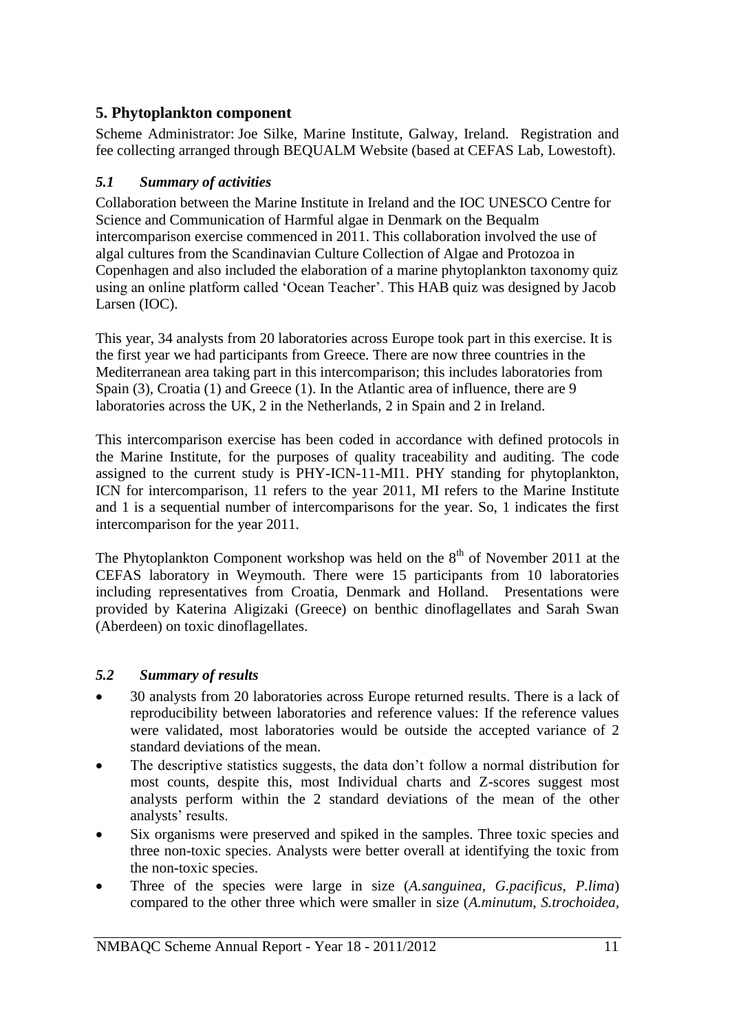## 5. Phytoplankton component

Scheme Administrator: Joe Silke, Marine Institute, Galway, Ireland. Registration and fee collecting arranged through BEQUALM Website (based at CEFAS Lab, Lowestoft).

### *5.1 Summary of activities*

Collaboration between the Marine Institute in Ireland and the IOC UNESCO Centre for Science and Communication of Harmful algae in Denmark on the Bequalm intercomparison exercise commenced in 2011. This collaboration involved the use of algal cultures from the Scandinavian Culture Collection of Algae and Protozoa in Copenhagen and also included the elaboration of a marine phytoplankton taxonomy quiz using an online platform called 'Ocean Teacher'. This HAB quiz was designed by Jacob Larsen (IOC).

This year, 34 analysts from 20 laboratories across Europe took part in this exercise. It is the first year we had participants from Greece. There are now three countries in the Mediterranean area taking part in this intercomparison; this includes laboratories from Spain (3), Croatia (1) and Greece (1). In the Atlantic area of influence, there are 9 laboratories across the UK, 2 in the Netherlands, 2 in Spain and 2 in Ireland.

This intercomparison exercise has been coded in accordance with defined protocols in the Marine Institute, for the purposes of quality traceability and auditing. The code assigned to the current study is PHY-ICN-11-MI1. PHY standing for phytoplankton, ICN for intercomparison, 11 refers to the year 2011, MI refers to the Marine Institute and 1 is a sequential number of intercomparisons for the year. So, 1 indicates the first intercomparison for the year 2011.

The Phytoplankton Component workshop was held on the 8th of November 2011 at the CEFAS laboratory in Weymouth. There were 15 participants from 10 laboratories including representatives from Croatia, Denmark and Holland. Presentations were provided by Katerina Aligizaki (Greece) on benthic dinoflagellates and Sarah Swan (Aberdeen) on toxic dinoflagellates.

### *5.2 Summary of results*

- 30 analysts from 20 laboratories across Europe returned results. There is a lack of reproducibility between laboratories and reference values: If the reference values were validated, most laboratories would be outside the accepted variance of 2 standard deviations of the mean.
- The descriptive statistics suggests, the data don't follow a normal distribution for most counts, despite this, most Individual charts and Z-scores suggest most analysts perform within the 2 standard deviations of the mean of the other analysts' results.
- Six organisms were preserved and spiked in the samples. Three toxic species and three non-toxic species. Analysts were better overall at identifying the toxic from the non-toxic species.
- Three of the species were large in size (*A.sanguinea, G.pacificus, P.lima*) compared to the other three which were smaller in size (*A.minutum, S.trochoidea,*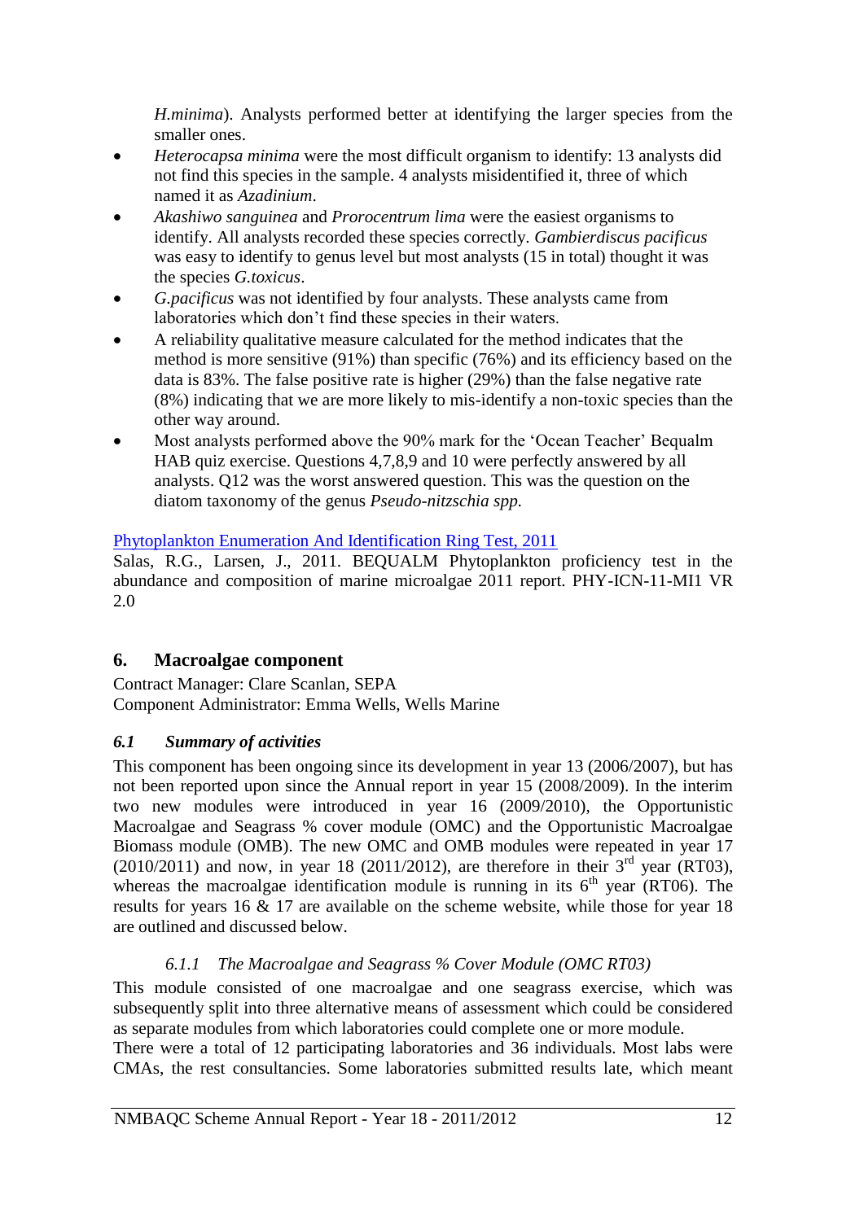*H.minima*). Analysts performed better at identifying the larger species from the smaller ones.

- *Heterocapsa minima* were the most difficult organism to identify: 13 analysts did not find this species in the sample. 4 analysts misidentified it, three of which named it as *Azadinium*.
- *Akashiwo sanguinea* and *Prorocentrum lima* were the easiest organisms to identify. All analysts recorded these species correctly. *Gambierdiscus pacificus* was easy to identify to genus level but most analysts (15 in total) thought it was the species *G.toxicus*.
- *G.pacificus* was not identified by four analysts. These analysts came from laboratories which don't find these species in their waters.
- A reliability qualitative measure calculated for the method indicates that the method is more sensitive (91%) than specific (76%) and its efficiency based on the data is 83%. The false positive rate is higher (29%) than the false negative rate (8%) indicating that we are more likely to mis-identify a non-toxic species than the other way around.
- Most analysts performed above the 90% mark for the 'Ocean Teacher' Bequalm HAB quiz exercise. Questions 4,7,8,9 and 10 were perfectly answered by all analysts. Q12 was the worst answered question. This was the question on the diatom taxonomy of the genus *Pseudo-nitzschia spp.*

Phytoplankton Enumeration And Identification Ring Test, 2011
Salas, R.G., Larsen, J., 2011. BEQUALM Phytoplankton proficiency test in the abundance and composition of marine microalgae 2011 report. PHY-ICN-11-MI1 VR 2.0

## 6. Macroalgae component

Contract Manager: Clare Scanlan, SEPA
Component Administrator: Emma Wells, Wells Marine

### *6.1 Summary of activities*

This component has been ongoing since its development in year 13 (2006/2007), but has not been reported upon since the Annual report in year 15 (2008/2009). In the interim two new modules were introduced in year 16 (2009/2010), the Opportunistic Macroalgae and Seagrass % cover module (OMC) and the Opportunistic Macroalgae Biomass module (OMB). The new OMC and OMB modules were repeated in year 17 (2010/2011) and now, in year 18 (2011/2012), are therefore in their 3rd year (RT03), whereas the macroalgae identification module is running in its 6th year (RT06). The results for years 16 & 17 are available on the scheme website, while those for year 18 are outlined and discussed below.

#### *6.1.1 The Macroalgae and Seagrass % Cover Module (OMC RT03)*

This module consisted of one macroalgae and one seagrass exercise, which was subsequently split into three alternative means of assessment which could be considered as separate modules from which laboratories could complete one or more module.
There were a total of 12 participating laboratories and 36 individuals. Most labs were CMAs, the rest consultancies. Some laboratories submitted results late, which meant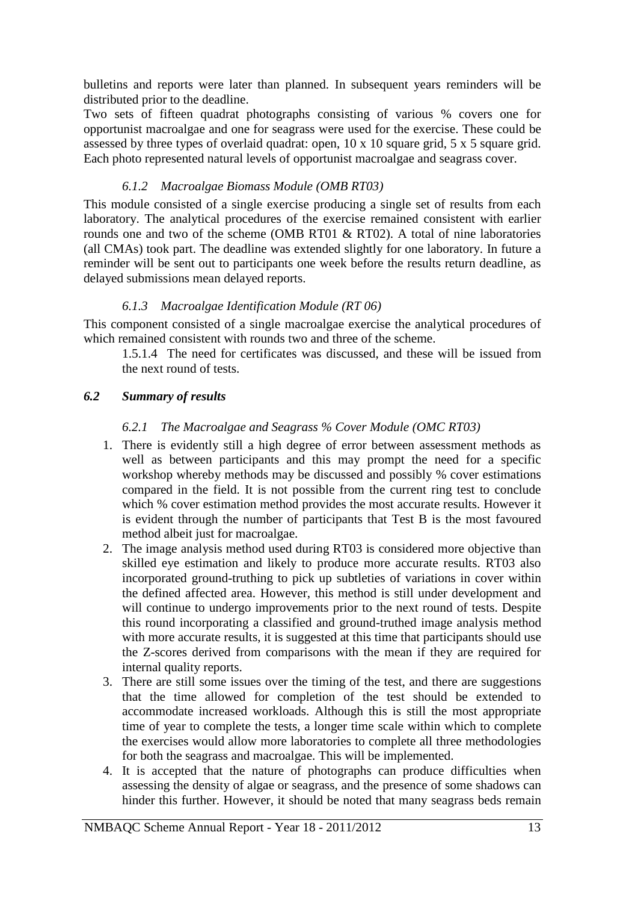bulletins and reports were later than planned. In subsequent years reminders will be distributed prior to the deadline.

Two sets of fifteen quadrat photographs consisting of various % covers one for opportunist macroalgae and one for seagrass were used for the exercise. These could be assessed by three types of overlaid quadrat: open, 10 x 10 square grid, 5 x 5 square grid. Each photo represented natural levels of opportunist macroalgae and seagrass cover.

#### *6.1.2 Macroalgae Biomass Module (OMB RT03)*

This module consisted of a single exercise producing a single set of results from each laboratory. The analytical procedures of the exercise remained consistent with earlier rounds one and two of the scheme (OMB RT01 & RT02). A total of nine laboratories (all CMAs) took part. The deadline was extended slightly for one laboratory. In future a reminder will be sent out to participants one week before the results return deadline, as delayed submissions mean delayed reports.

#### *6.1.3 Macroalgae Identification Module (RT 06)*

This component consisted of a single macroalgae exercise the analytical procedures of which remained consistent with rounds two and three of the scheme.

1.5.1.4 The need for certificates was discussed, and these will be issued from the next round of tests.

### *6.2 Summary of results*

#### *6.2.1 The Macroalgae and Seagrass % Cover Module (OMC RT03)*

1. There is evidently still a high degree of error between assessment methods as well as between participants and this may prompt the need for a specific workshop whereby methods may be discussed and possibly % cover estimations compared in the field. It is not possible from the current ring test to conclude which % cover estimation method provides the most accurate results. However it is evident through the number of participants that Test B is the most favoured method albeit just for macroalgae.
2. The image analysis method used during RT03 is considered more objective than skilled eye estimation and likely to produce more accurate results. RT03 also incorporated ground-truthing to pick up subtleties of variations in cover within the defined affected area. However, this method is still under development and will continue to undergo improvements prior to the next round of tests. Despite this round incorporating a classified and ground-truthed image analysis method with more accurate results, it is suggested at this time that participants should use the Z-scores derived from comparisons with the mean if they are required for internal quality reports.
3. There are still some issues over the timing of the test, and there are suggestions that the time allowed for completion of the test should be extended to accommodate increased workloads. Although this is still the most appropriate time of year to complete the tests, a longer time scale within which to complete the exercises would allow more laboratories to complete all three methodologies for both the seagrass and macroalgae. This will be implemented.
4. It is accepted that the nature of photographs can produce difficulties when assessing the density of algae or seagrass, and the presence of some shadows can hinder this further. However, it should be noted that many seagrass beds remain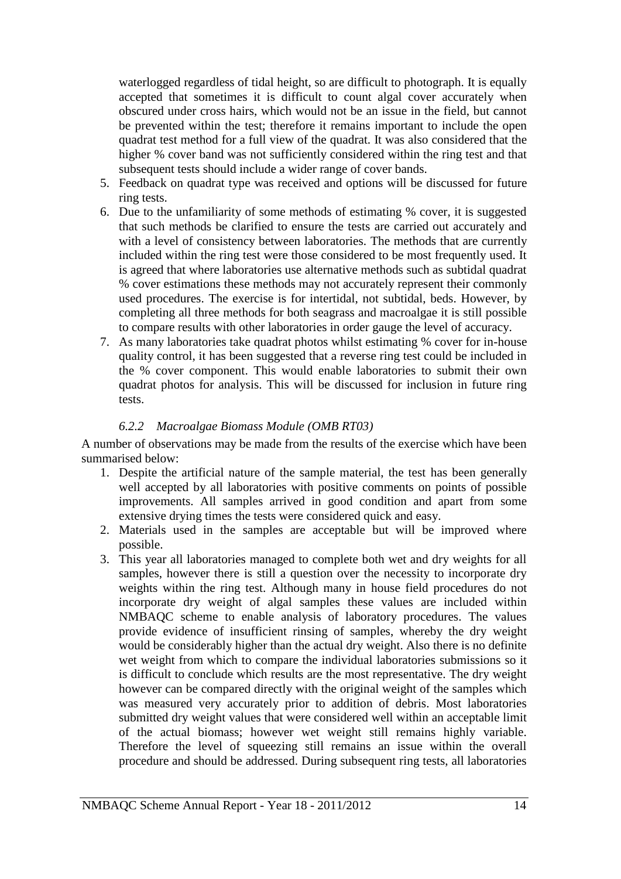waterlogged regardless of tidal height, so are difficult to photograph. It is equally accepted that sometimes it is difficult to count algal cover accurately when obscured under cross hairs, which would not be an issue in the field, but cannot be prevented within the test; therefore it remains important to include the open quadrat test method for a full view of the quadrat. It was also considered that the higher % cover band was not sufficiently considered within the ring test and that subsequent tests should include a wider range of cover bands.

5. Feedback on quadrat type was received and options will be discussed for future ring tests.
6. Due to the unfamiliarity of some methods of estimating % cover, it is suggested that such methods be clarified to ensure the tests are carried out accurately and with a level of consistency between laboratories. The methods that are currently included within the ring test were those considered to be most frequently used. It is agreed that where laboratories use alternative methods such as subtidal quadrat % cover estimations these methods may not accurately represent their commonly used procedures. The exercise is for intertidal, not subtidal, beds. However, by completing all three methods for both seagrass and macroalgae it is still possible to compare results with other laboratories in order gauge the level of accuracy.
7. As many laboratories take quadrat photos whilst estimating % cover for in-house quality control, it has been suggested that a reverse ring test could be included in the % cover component. This would enable laboratories to submit their own quadrat photos for analysis. This will be discussed for inclusion in future ring tests.

#### *6.2.2 Macroalgae Biomass Module (OMB RT03)*

A number of observations may be made from the results of the exercise which have been summarised below:

1. Despite the artificial nature of the sample material, the test has been generally well accepted by all laboratories with positive comments on points of possible improvements. All samples arrived in good condition and apart from some extensive drying times the tests were considered quick and easy.
2. Materials used in the samples are acceptable but will be improved where possible.
3. This year all laboratories managed to complete both wet and dry weights for all samples, however there is still a question over the necessity to incorporate dry weights within the ring test. Although many in house field procedures do not incorporate dry weight of algal samples these values are included within NMBAQC scheme to enable analysis of laboratory procedures. The values provide evidence of insufficient rinsing of samples, whereby the dry weight would be considerably higher than the actual dry weight. Also there is no definite wet weight from which to compare the individual laboratories submissions so it is difficult to conclude which results are the most representative. The dry weight however can be compared directly with the original weight of the samples which was measured very accurately prior to addition of debris. Most laboratories submitted dry weight values that were considered well within an acceptable limit of the actual biomass; however wet weight still remains highly variable. Therefore the level of squeezing still remains an issue within the overall procedure and should be addressed. During subsequent ring tests, all laboratories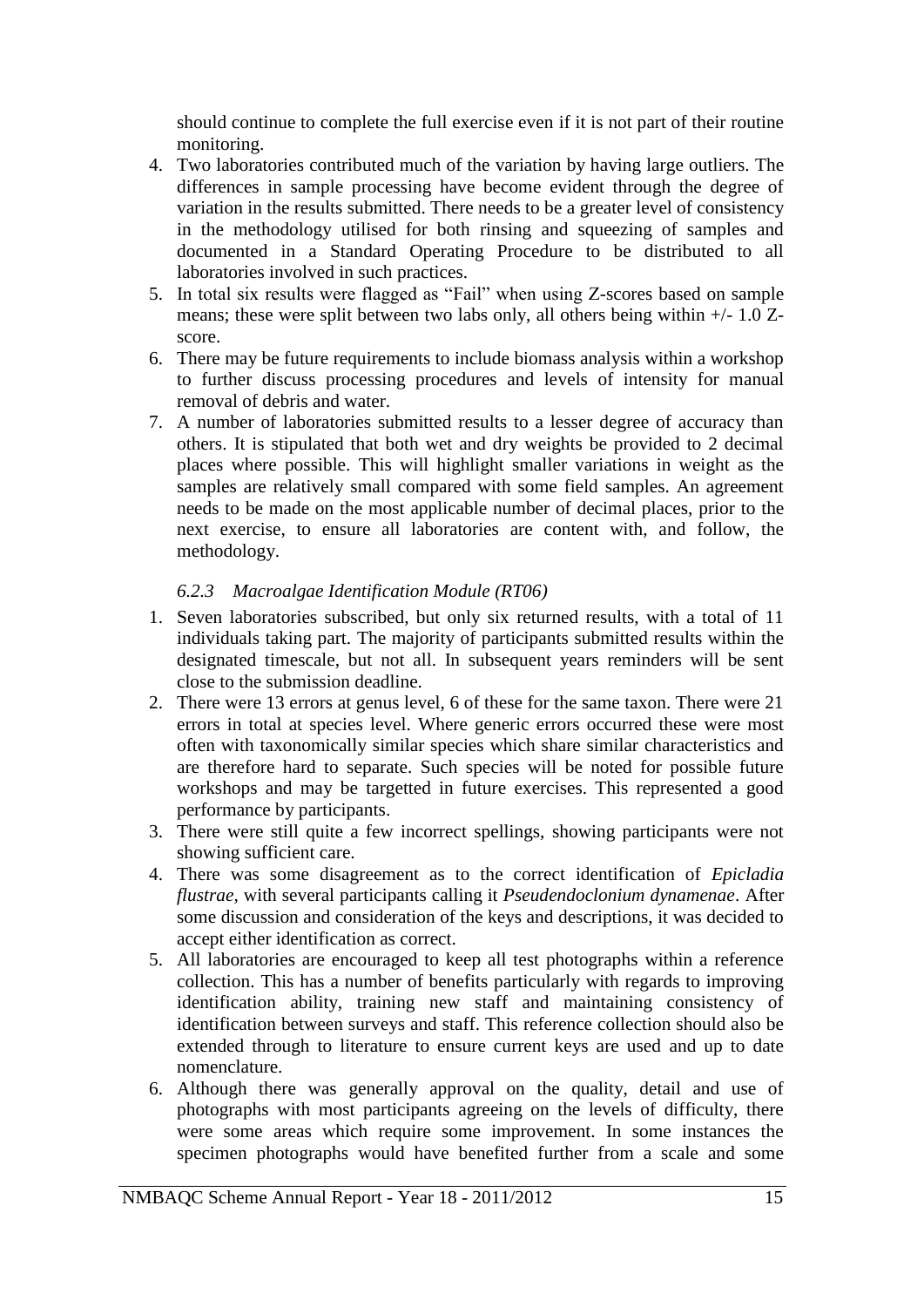should continue to complete the full exercise even if it is not part of their routine monitoring.

4. Two laboratories contributed much of the variation by having large outliers. The differences in sample processing have become evident through the degree of variation in the results submitted. There needs to be a greater level of consistency in the methodology utilised for both rinsing and squeezing of samples and documented in a Standard Operating Procedure to be distributed to all laboratories involved in such practices.
5. In total six results were flagged as "Fail" when using Z-scores based on sample means; these were split between two labs only, all others being within +/- 1.0 Z-score.
6. There may be future requirements to include biomass analysis within a workshop to further discuss processing procedures and levels of intensity for manual removal of debris and water.
7. A number of laboratories submitted results to a lesser degree of accuracy than others. It is stipulated that both wet and dry weights be provided to 2 decimal places where possible. This will highlight smaller variations in weight as the samples are relatively small compared with some field samples. An agreement needs to be made on the most applicable number of decimal places, prior to the next exercise, to ensure all laboratories are content with, and follow, the methodology.

### *6.2.3 Macroalgae Identification Module (RT06)*

1. Seven laboratories subscribed, but only six returned results, with a total of 11 individuals taking part. The majority of participants submitted results within the designated timescale, but not all. In subsequent years reminders will be sent close to the submission deadline.
2. There were 13 errors at genus level, 6 of these for the same taxon. There were 21 errors in total at species level. Where generic errors occurred these were most often with taxonomically similar species which share similar characteristics and are therefore hard to separate. Such species will be noted for possible future workshops and may be targetted in future exercises. This represented a good performance by participants.
3. There were still quite a few incorrect spellings, showing participants were not showing sufficient care.
4. There was some disagreement as to the correct identification of *Epicladia flustrae*, with several participants calling it *Pseudendoclonium dynamenae*. After some discussion and consideration of the keys and descriptions, it was decided to accept either identification as correct.
5. All laboratories are encouraged to keep all test photographs within a reference collection. This has a number of benefits particularly with regards to improving identification ability, training new staff and maintaining consistency of identification between surveys and staff. This reference collection should also be extended through to literature to ensure current keys are used and up to date nomenclature.
6. Although there was generally approval on the quality, detail and use of photographs with most participants agreeing on the levels of difficulty, there were some areas which require some improvement. In some instances the specimen photographs would have benefited further from a scale and some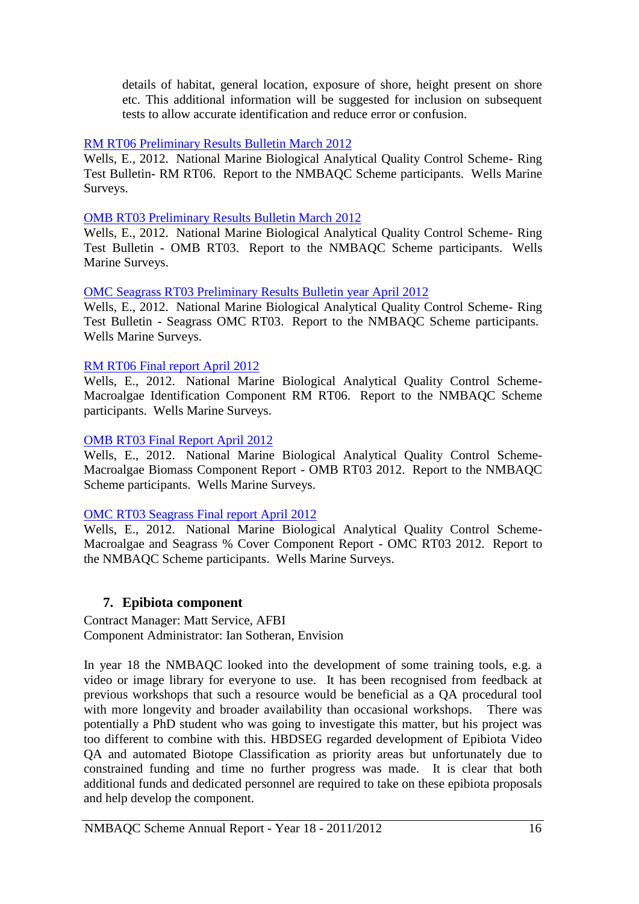details of habitat, general location, exposure of shore, height present on shore etc. This additional information will be suggested for inclusion on subsequent tests to allow accurate identification and reduce error or confusion.

RM RT06 Preliminary Results Bulletin March 2012
Wells, E., 2012. National Marine Biological Analytical Quality Control Scheme- Ring Test Bulletin- RM RT06. Report to the NMBAQC Scheme participants. Wells Marine Surveys.

OMB RT03 Preliminary Results Bulletin March 2012
Wells, E., 2012. National Marine Biological Analytical Quality Control Scheme- Ring Test Bulletin - OMB RT03. Report to the NMBAQC Scheme participants. Wells Marine Surveys.

OMC Seagrass RT03 Preliminary Results Bulletin year April 2012
Wells, E., 2012. National Marine Biological Analytical Quality Control Scheme- Ring Test Bulletin - Seagrass OMC RT03. Report to the NMBAQC Scheme participants. Wells Marine Surveys.

RM RT06 Final report April 2012
Wells, E., 2012. National Marine Biological Analytical Quality Control Scheme- Macroalgae Identification Component RM RT06. Report to the NMBAQC Scheme participants. Wells Marine Surveys.

OMB RT03 Final Report April 2012
Wells, E., 2012. National Marine Biological Analytical Quality Control Scheme- Macroalgae Biomass Component Report - OMB RT03 2012. Report to the NMBAQC Scheme participants. Wells Marine Surveys.

OMC RT03 Seagrass Final report April 2012
Wells, E., 2012. National Marine Biological Analytical Quality Control Scheme- Macroalgae and Seagrass % Cover Component Report - OMC RT03 2012. Report to the NMBAQC Scheme participants. Wells Marine Surveys.

## 7. Epibiota component

Contract Manager: Matt Service, AFBI
Component Administrator: Ian Sotheran, Envision

In year 18 the NMBAQC looked into the development of some training tools, e.g. a video or image library for everyone to use. It has been recognised from feedback at previous workshops that such a resource would be beneficial as a QA procedural tool with more longevity and broader availability than occasional workshops. There was potentially a PhD student who was going to investigate this matter, but his project was too different to combine with this. HBDSEG regarded development of Epibiota Video QA and automated Biotope Classification as priority areas but unfortunately due to constrained funding and time no further progress was made. It is clear that both additional funds and dedicated personnel are required to take on these epibiota proposals and help develop the component.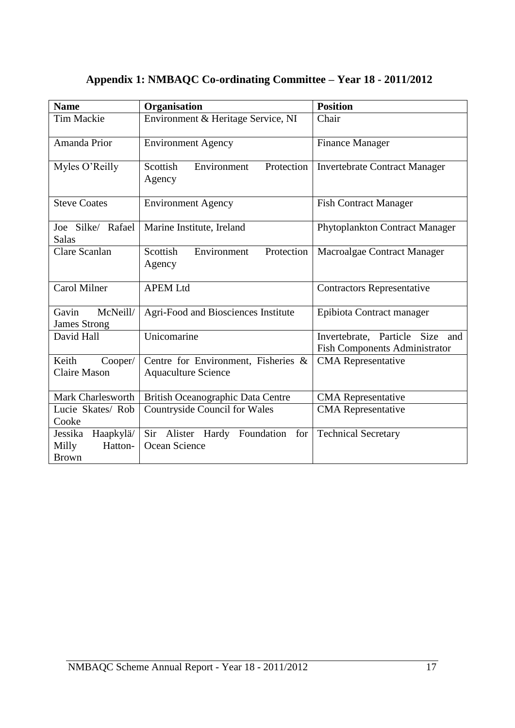## Appendix 1: NMBAQC Co-ordinating Committee – Year 18 - 2011/2012

| Name | Organisation | Position |
| --- | --- | --- |
| Tim Mackie | Environment & Heritage Service, NI | Chair |
| Amanda Prior | Environment Agency | Finance Manager |
| Myles O'Reilly | Scottish Environment Protection Agency | Invertebrate Contract Manager |
| Steve Coates | Environment Agency | Fish Contract Manager |
| Joe Silke/ Rafael Salas | Marine Institute, Ireland | Phytoplankton Contract Manager |
| Clare Scanlan | Scottish Environment Protection Agency | Macroalgae Contract Manager |
| Carol Milner | APEM Ltd | Contractors Representative |
| Gavin McNeill/ James Strong | Agri-Food and Biosciences Institute | Epibiota Contract manager |
| David Hall | Unicomarine | Invertebrate, Particle Size and Fish Components Administrator |
| Keith Cooper/ Claire Mason | Centre for Environment, Fisheries & Aquaculture Science | CMA Representative |
| Mark Charlesworth | British Oceanographic Data Centre | CMA Representative |
| Lucie Skates/ Rob Cooke | Countryside Council for Wales | CMA Representative |
| Jessika Haapkylä/ Milly Hatton-Brown | Sir Alister Hardy Foundation for Ocean Science | Technical Secretary |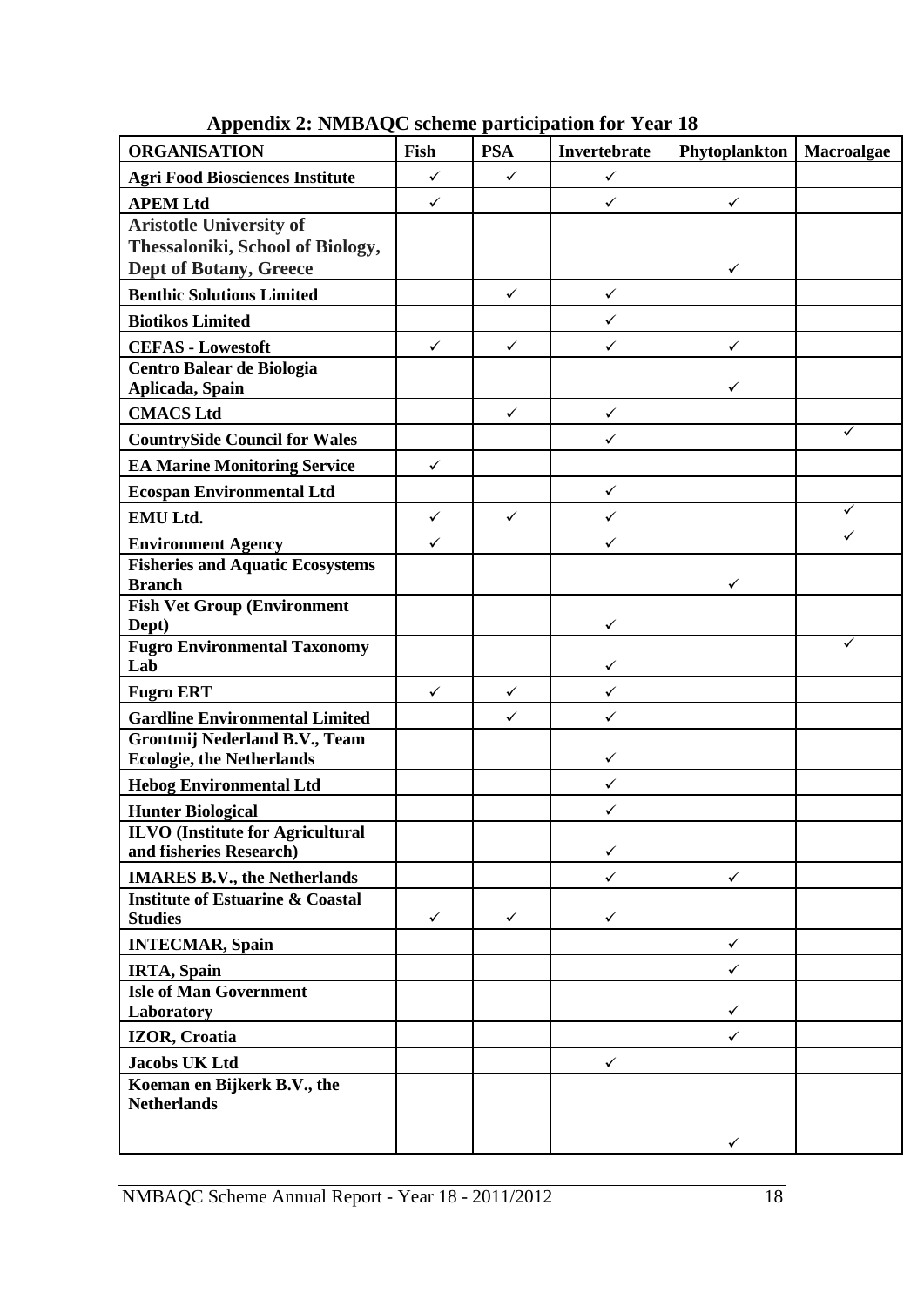## Appendix 2: NMBAQC scheme participation for Year 18

| ORGANISATION | Fish | PSA | Invertebrate | Phytoplankton | Macroalgae |
|---|---|---|---|---|---|
| Agri Food Biosciences Institute | ✓ | ✓ | ✓ | | |
| APEM Ltd | ✓ | | ✓ | ✓ | |
| Aristotle University of Thessaloniki, School of Biology, Dept of Botany, Greece | | | | ✓ | |
| Benthic Solutions Limited | | ✓ | ✓ | | |
| Biotikos Limited | | | ✓ | | |
| CEFAS - Lowestoft | ✓ | ✓ | ✓ | ✓ | |
| Centro Balear de Biologia Aplicada, Spain | | | | ✓ | |
| CMACS Ltd | | ✓ | ✓ | | |
| CountrySide Council for Wales | | | ✓ | | ✓ |
| EA Marine Monitoring Service | ✓ | | | | |
| Ecospan Environmental Ltd | | | ✓ | | |
| EMU Ltd. | ✓ | ✓ | ✓ | | ✓ |
| Environment Agency | ✓ | | ✓ | | ✓ |
| Fisheries and Aquatic Ecosystems Branch | | | | ✓ | |
| Fish Vet Group (Environment Dept) | | | ✓ | | |
| Fugro Environmental Taxonomy Lab | | | ✓ | | ✓ |
| Fugro ERT | ✓ | ✓ | ✓ | | |
| Gardline Environmental Limited | | ✓ | ✓ | | |
| Grontmij Nederland B.V., Team Ecologie, the Netherlands | | | ✓ | | |
| Hebog Environmental Ltd | | | ✓ | | |
| Hunter Biological | | | ✓ | | |
| ILVO (Institute for Agricultural and fisheries Research) | | | ✓ | | |
| IMARES B.V., the Netherlands | | | ✓ | ✓ | |
| Institute of Estuarine & Coastal Studies | ✓ | ✓ | ✓ | | |
| INTECMAR, Spain | | | | ✓ | |
| IRTA, Spain | | | | ✓ | |
| Isle of Man Government Laboratory | | | | ✓ | |
| IZOR, Croatia | | | | ✓ | |
| Jacobs UK Ltd | | | ✓ | | |
| Koeman en Bijkerk B.V., the Netherlands | | | | ✓ | |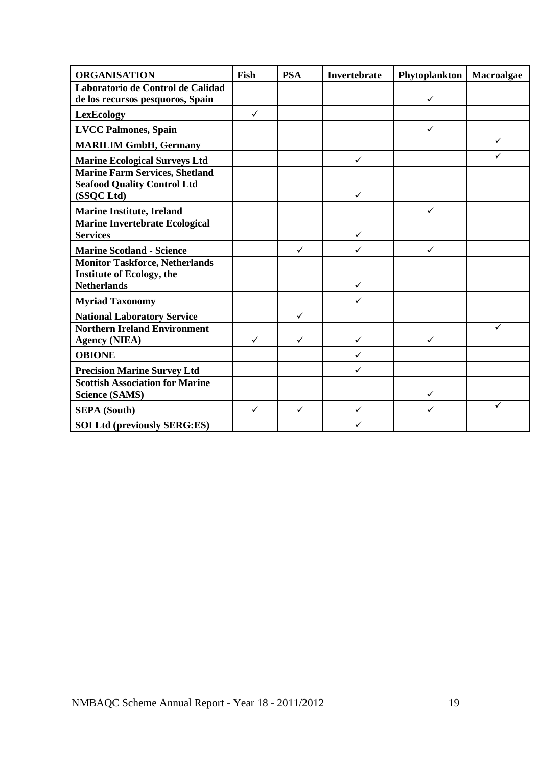| ORGANISATION | Fish | PSA | Invertebrate | Phytoplankton | Macroalgae |
|---|---|---|---|---|---|
| **Laboratorio de Control de Calidad de los recursos pesquoros, Spain** | | | | ✓ | |
| **LexEcology** | ✓ | | | | |
| **LVCC Palmones, Spain** | | | | ✓ | |
| **MARILIM GmbH, Germany** | | | | | ✓ |
| **Marine Ecological Surveys Ltd** | | | ✓ | | ✓ |
| **Marine Farm Services, Shetland Seafood Quality Control Ltd (SSQC Ltd)** | | | ✓ | | |
| **Marine Institute, Ireland** | | | | ✓ | |
| **Marine Invertebrate Ecological Services** | | | ✓ | | |
| **Marine Scotland - Science** | | ✓ | ✓ | ✓ | |
| **Monitor Taskforce, Netherlands Institute of Ecology, the Netherlands** | | | ✓ | | |
| **Myriad Taxonomy** | | | ✓ | | |
| **National Laboratory Service** | | ✓ | | | |
| **Northern Ireland Environment Agency (NIEA)** | ✓ | ✓ | ✓ | ✓ | ✓ |
| **OBIONE** | | | ✓ | | |
| **Precision Marine Survey Ltd** | | | ✓ | | |
| **Scottish Association for Marine Science (SAMS)** | | | | ✓ | |
| **SEPA (South)** | ✓ | ✓ | ✓ | ✓ | ✓ |
| **SOI Ltd (previously SERG:ES)** | | | ✓ | | |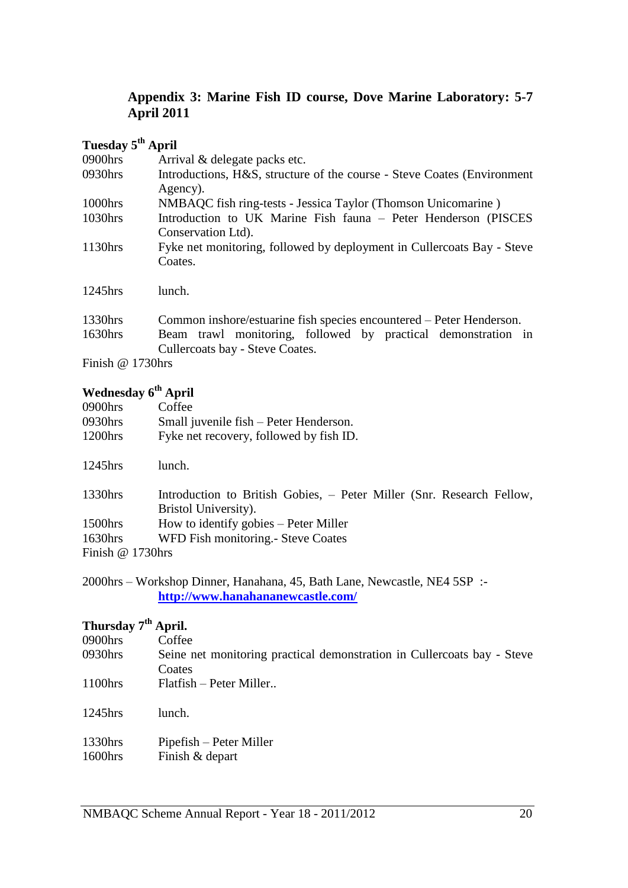## Appendix 3: Marine Fish ID course, Dove Marine Laboratory: 5-7 April 2011

### Tuesday 5th April

| | |
|---|---|
| 0900hrs | Arrival & delegate packs etc. |
| 0930hrs | Introductions, H&S, structure of the course - Steve Coates (Environment Agency). |
| 1000hrs | NMBAQC fish ring-tests - Jessica Taylor (Thomson Unicomarine ) |
| 1030hrs | Introduction to UK Marine Fish fauna – Peter Henderson (PISCES Conservation Ltd). |
| 1130hrs | Fyke net monitoring, followed by deployment in Cullercoats Bay - Steve Coates. |
| 1245hrs | lunch. |
| 1330hrs | Common inshore/estuarine fish species encountered – Peter Henderson. |
| 1630hrs | Beam trawl monitoring, followed by practical demonstration in Cullercoats bay - Steve Coates. |

Finish @ 1730hrs

### Wednesday 6th April

| | |
|---|---|
| 0900hrs | Coffee |
| 0930hrs | Small juvenile fish – Peter Henderson. |
| 1200hrs | Fyke net recovery, followed by fish ID. |
| 1245hrs | lunch. |
| 1330hrs | Introduction to British Gobies, – Peter Miller (Snr. Research Fellow, Bristol University). |
| 1500hrs | How to identify gobies – Peter Miller |
| 1630hrs | WFD Fish monitoring.- Steve Coates |

Finish @ 1730hrs

2000hrs – Workshop Dinner, Hanahana, 45, Bath Lane, Newcastle, NE4 5SP :-
**http://www.hanahananewcastle.com/**

### Thursday 7th April.

| | |
|---|---|
| 0900hrs | Coffee |
| 0930hrs | Seine net monitoring practical demonstration in Cullercoats bay - Steve Coates |
| 1100hrs | Flatfish – Peter Miller.. |
| 1245hrs | lunch. |
| 1330hrs | Pipefish – Peter Miller |
| 1600hrs | Finish & depart |